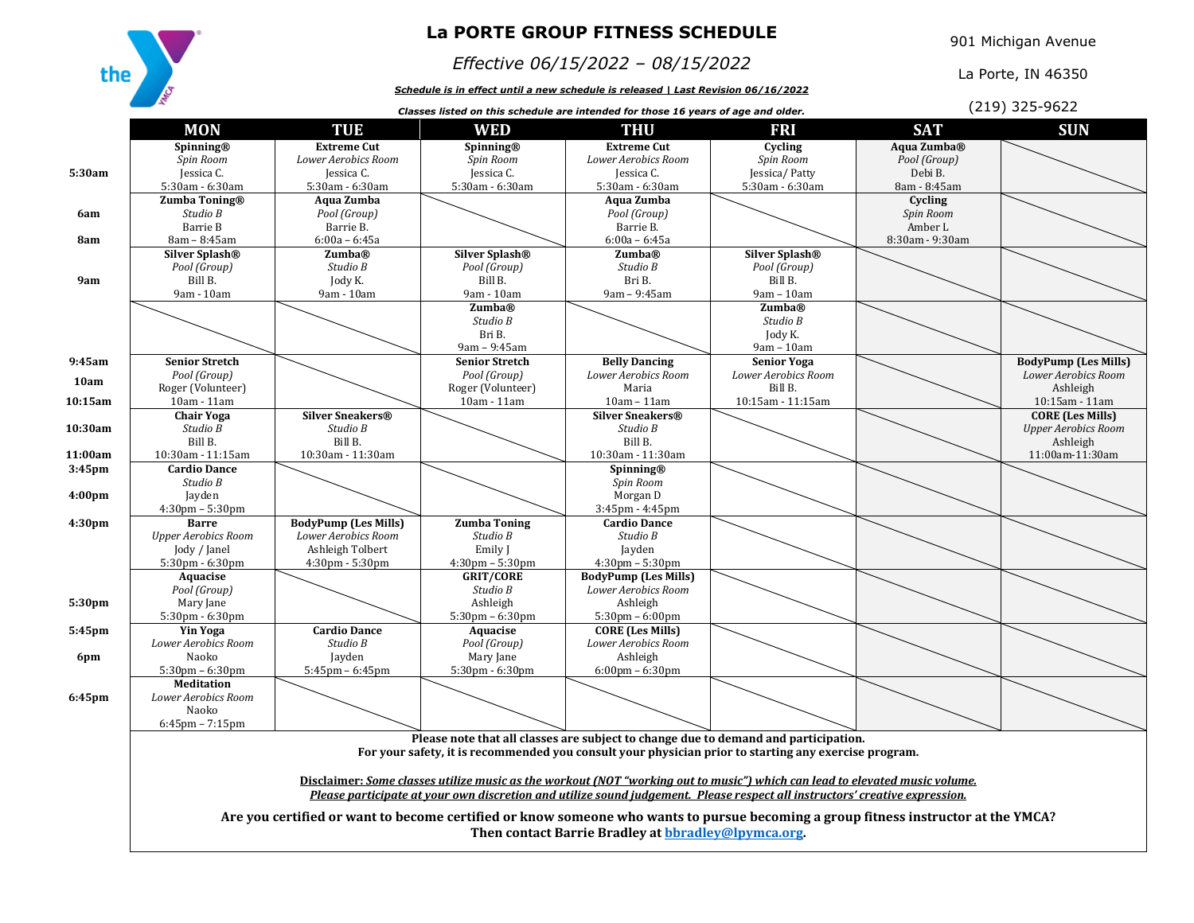# La PORTE GROUP FITNESS SCHEDULE

*Effective 06/15/2022 – 08/15/2022*

***Schedule is in effect until a new schedule is released | Last Revision 06/16/2022***

***Classes listed on this schedule are intended for those 16 years of age and older.***

901 Michigan Avenue

La Porte, IN 46350

(219) 325-9622

| | MON | TUE | WED | THU | FRI | SAT | SUN |
|---|---|---|---|---|---|---|---|
| 5:30am | **Spinning®** *Spin Room* Jessica C. 5:30am - 6:30am | **Extreme Cut** *Lower Aerobics Room* Jessica C. 5:30am - 6:30am | **Spinning®** *Spin Room* Jessica C. 5:30am - 6:30am | **Extreme Cut** *Lower Aerobics Room* Jessica C. 5:30am - 6:30am | **Cycling** *Spin Room* Jessica/ Patty 5:30am - 6:30am | **Aqua Zumba®** *Pool (Group)* Debi B. 8am - 8:45am | |
| 6am 8am | **Zumba Toning®** *Studio B* Barrie B 8am – 8:45am | **Aqua Zumba** *Pool (Group)* Barrie B. 6:00a – 6:45a | | **Aqua Zumba** *Pool (Group)* Barrie B. 6:00a – 6:45a | | **Cycling** *Spin Room* Amber L 8:30am - 9:30am | |
| 9am | **Silver Splash®** *Pool (Group)* Bill B. 9am - 10am | **Zumba®** *Studio B* Jody K. 9am - 10am | **Silver Splash®** *Pool (Group)* Bill B. 9am - 10am | **Zumba®** *Studio B* Bri B. 9am – 9:45am | **Silver Splash®** *Pool (Group)* Bill B. 9am – 10am | | |
| | | | **Zumba®** *Studio B* Bri B. 9am – 9:45am | | **Zumba®** *Studio B* Jody K. 9am – 10am | | |
| 9:45am 10am 10:15am | **Senior Stretch** *Pool (Group)* Roger (Volunteer) 10am - 11am | | **Senior Stretch** *Pool (Group)* Roger (Volunteer) 10am - 11am | **Belly Dancing** *Lower Aerobics Room* Maria 10am – 11am | **Senior Yoga** *Lower Aerobics Room* Bill B. 10:15am - 11:15am | | **BodyPump (Les Mills)** *Lower Aerobics Room* Ashleigh 10:15am - 11am |
| 10:30am 11:00am | **Chair Yoga** *Studio B* Bill B. 10:30am - 11:15am | **Silver Sneakers®** *Studio B* Bill B. 10:30am - 11:30am | | **Silver Sneakers®** *Studio B* Bill B. 10:30am - 11:30am | | | **CORE (Les Mills)** *Upper Aerobics Room* Ashleigh 11:00am-11:30am |
| 3:45pm 4:00pm | **Cardio Dance** *Studio B* Jayden 4:30pm – 5:30pm | | | **Spinning®** *Spin Room* Morgan D 3:45pm - 4:45pm | | | |
| 4:30pm | **Barre** *Upper Aerobics Room* Jody / Janel 5:30pm - 6:30pm | **BodyPump (Les Mills)** *Lower Aerobics Room* Ashleigh Tolbert 4:30pm - 5:30pm | **Zumba Toning** *Studio B* Emily J 4:30pm – 5:30pm | **Cardio Dance** *Studio B* Jayden 4:30pm – 5:30pm | | | |
| 5:30pm | **Aquacise** *Pool (Group)* Mary Jane 5:30pm - 6:30pm | | **GRIT/CORE** *Studio B* Ashleigh 5:30pm – 6:30pm | **BodyPump (Les Mills)** *Lower Aerobics Room* Ashleigh 5:30pm – 6:00pm | | | |
| 5:45pm 6pm | **Yin Yoga** *Lower Aerobics Room* Naoko 5:30pm – 6:30pm | **Cardio Dance** *Studio B* Jayden 5:45pm – 6:45pm | **Aquacise** *Pool (Group)* Mary Jane 5:30pm - 6:30pm | **CORE (Les Mills)** *Lower Aerobics Room* Ashleigh 6:00pm – 6:30pm | | | |
| 6:45pm | **Meditation** *Lower Aerobics Room* Naoko 6:45pm – 7:15pm | | | | | | |

**Please note that all classes are subject to change due to demand and participation.**
**For your safety, it is recommended you consult your physician prior to starting any exercise program.**

**Disclaimer:** ***Some classes utilize music as the workout (NOT "working out to music") which can lead to elevated music volume. Please participate at your own discretion and utilize sound judgement. Please respect all instructors' creative expression.***

**Are you certified or want to become certified or know someone who wants to pursue becoming a group fitness instructor at the YMCA? Then contact Barrie Bradley at bbradley@lpymca.org.**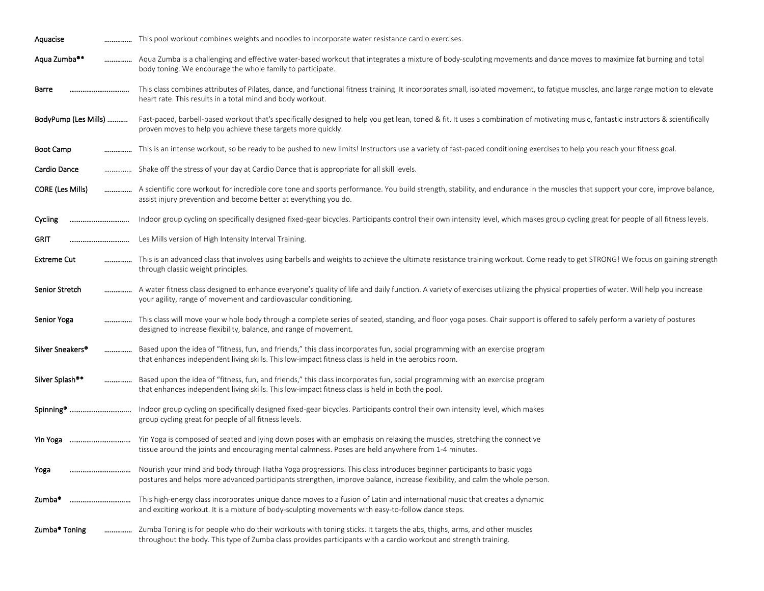**Aquacise** .............. This pool workout combines weights and noodles to incorporate water resistance cardio exercises.

**Aqua Zumba®*** .............. Aqua Zumba is a challenging and effective water-based workout that integrates a mixture of body-sculpting movements and dance moves to maximize fat burning and total body toning. We encourage the whole family to participate.

**Barre** ............................... This class combines attributes of Pilates, dance, and functional fitness training. It incorporates small, isolated movement, to fatigue muscles, and large range motion to elevate heart rate. This results in a total mind and body workout.

**BodyPump (Les Mills)** .......... Fast-paced, barbell-based workout that's specifically designed to help you get lean, toned & fit. It uses a combination of motivating music, fantastic instructors & scientifically proven moves to help you achieve these targets more quickly.

**Boot Camp** .............. This is an intense workout, so be ready to be pushed to new limits! Instructors use a variety of fast-paced conditioning exercises to help you reach your fitness goal.

**Cardio Dance** .............. Shake off the stress of your day at Cardio Dance that is appropriate for all skill levels.

**CORE (Les Mills)** .............. A scientific core workout for incredible core tone and sports performance. You build strength, stability, and endurance in the muscles that support your core, improve balance, assist injury prevention and become better at everything you do.

**Cycling** ............................... Indoor group cycling on specifically designed fixed-gear bicycles. Participants control their own intensity level, which makes group cycling great for people of all fitness levels.

**GRIT** ............................... Les Mills version of High Intensity Interval Training.

**Extreme Cut** .............. This is an advanced class that involves using barbells and weights to achieve the ultimate resistance training workout. Come ready to get STRONG! We focus on gaining strength through classic weight principles.

**Senior Stretch** .............. A water fitness class designed to enhance everyone's quality of life and daily function. A variety of exercises utilizing the physical properties of water. Will help you increase your agility, range of movement and cardiovascular conditioning.

**Senior Yoga** .............. This class will move your w hole body through a complete series of seated, standing, and floor yoga poses. Chair support is offered to safely perform a variety of postures designed to increase flexibility, balance, and range of movement.

**Silver Sneakers®** .............. Based upon the idea of "fitness, fun, and friends," this class incorporates fun, social programming with an exercise program that enhances independent living skills. This low-impact fitness class is held in the aerobics room.

**Silver Splash®*** .............. Based upon the idea of "fitness, fun, and friends," this class incorporates fun, social programming with an exercise program that enhances independent living skills. This low-impact fitness class is held in both the pool.

**Spinning®** ................................ Indoor group cycling on specifically designed fixed-gear bicycles. Participants control their own intensity level, which makes group cycling great for people of all fitness levels.

**Yin Yoga** ................................ Yin Yoga is composed of seated and lying down poses with an emphasis on relaxing the muscles, stretching the connective tissue around the joints and encouraging mental calmness. Poses are held anywhere from 1-4 minutes.

**Yoga** ................................ Nourish your mind and body through Hatha Yoga progressions. This class introduces beginner participants to basic yoga postures and helps more advanced participants strengthen, improve balance, increase flexibility, and calm the whole person.

**Zumba®** ................................ This high-energy class incorporates unique dance moves to a fusion of Latin and international music that creates a dynamic and exciting workout. It is a mixture of body-sculpting movements with easy-to-follow dance steps.

**Zumba® Toning** .............. Zumba Toning is for people who do their workouts with toning sticks. It targets the abs, thighs, arms, and other muscles throughout the body. This type of Zumba class provides participants with a cardio workout and strength training.